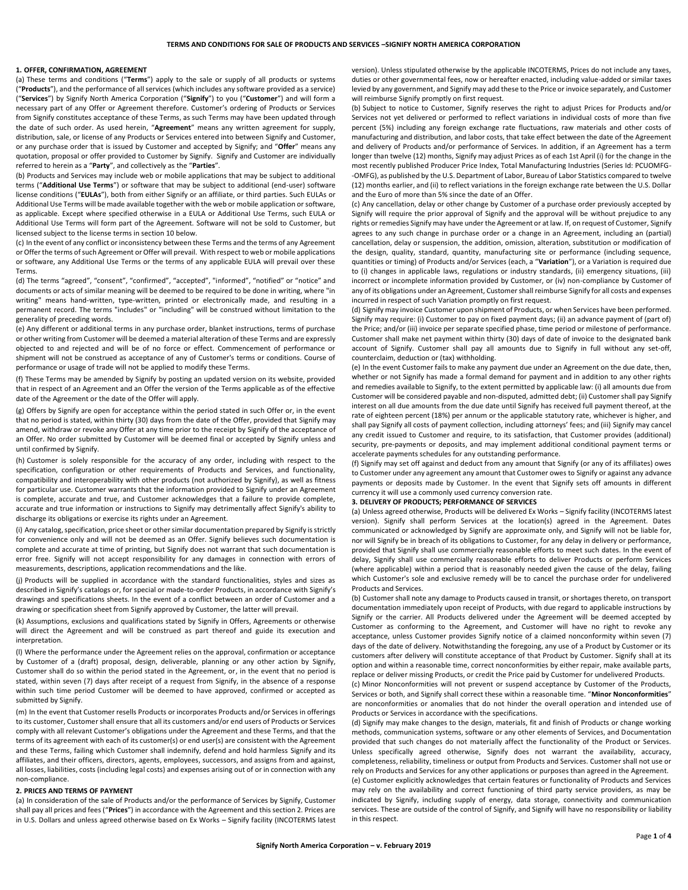# TERMS AND CONDITIONS FOR SALE OF PRODUCTS AND SERVICES –SIGNIFY NORTH AMERICA CORPORATION

## 1. OFFER, CONFIRMATION, AGREEMENT

(a) These terms and conditions ("**Terms**") apply to the sale or supply of all products or systems ("**Products**"), and the performance of all services (which includes any software provided as a service) ("**Services**") by Signify North America Corporation ("**Signify**") to you ("**Customer**") and will form a necessary part of any Offer or Agreement therefore. Customer's ordering of Products or Services from Signify constitutes acceptance of these Terms, as such Terms may have been updated through the date of such order. As used herein, "**Agreement**" means any written agreement for supply, distribution, sale, or license of any Products or Services entered into between Signify and Customer, or any purchase order that is issued by Customer and accepted by Signify; and "**Offer**" means any quotation, proposal or offer provided to Customer by Signify. Signify and Customer are individually referred to herein as a "**Party**", and collectively as the "**Parties**".

(b) Products and Services may include web or mobile applications that may be subject to additional terms ("**Additional Use Terms**") or software that may be subject to additional (end-user) software license conditions ("**EULAs**"), both from either Signify or an affiliate, or third parties. Such EULAs or Additional Use Terms will be made available together with the web or mobile application or software, as applicable. Except where specified otherwise in a EULA or Additional Use Terms, such EULA or Additional Use Terms will form part of the Agreement. Software will not be sold to Customer, but licensed subject to the license terms in section 10 below.

(c) In the event of any conflict or inconsistency between these Terms and the terms of any Agreement or Offer the terms of such Agreement or Offer will prevail. With respect to web or mobile applications or software, any Additional Use Terms or the terms of any applicable EULA will prevail over these Terms.

(d) The terms "agreed", "consent", "confirmed", "accepted", "informed", "notified" or "notice" and documents or acts of similar meaning will be deemed to be required to be done in writing, where "in writing" means hand-written, type-written, printed or electronically made, and resulting in a permanent record. The terms "includes" or "including" will be construed without limitation to the generality of preceding words.

(e) Any different or additional terms in any purchase order, blanket instructions, terms of purchase or other writing from Customer will be deemed a material alteration of these Terms and are expressly objected to and rejected and will be of no force or effect. Commencement of performance or shipment will not be construed as acceptance of any of Customer's terms or conditions. Course of performance or usage of trade will not be applied to modify these Terms.

(f) These Terms may be amended by Signify by posting an updated version on its website, provided that in respect of an Agreement and an Offer the version of the Terms applicable as of the effective date of the Agreement or the date of the Offer will apply.

(g) Offers by Signify are open for acceptance within the period stated in such Offer or, in the event that no period is stated, within thirty (30) days from the date of the Offer, provided that Signify may amend, withdraw or revoke any Offer at any time prior to the receipt by Signify of the acceptance of an Offer. No order submitted by Customer will be deemed final or accepted by Signify unless and until confirmed by Signify.

(h) Customer is solely responsible for the accuracy of any order, including with respect to the specification, configuration or other requirements of Products and Services, and functionality, compatibility and interoperability with other products (not authorized by Signify), as well as fitness for particular use. Customer warrants that the information provided to Signify under an Agreement is complete, accurate and true, and Customer acknowledges that a failure to provide complete, accurate and true information or instructions to Signify may detrimentally affect Signify's ability to discharge its obligations or exercise its rights under an Agreement.

(i) Any catalog, specification, price sheet or other similar documentation prepared by Signify is strictly for convenience only and will not be deemed as an Offer. Signify believes such documentation is complete and accurate at time of printing, but Signify does not warrant that such documentation is error free. Signify will not accept responsibility for any damages in connection with errors of measurements, descriptions, application recommendations and the like.

(j) Products will be supplied in accordance with the standard functionalities, styles and sizes as described in Signify's catalogs or, for special or made-to-order Products, in accordance with Signify's drawings and specifications sheets. In the event of a conflict between an order of Customer and a drawing or specification sheet from Signify approved by Customer, the latter will prevail.

(k) Assumptions, exclusions and qualifications stated by Signify in Offers, Agreements or otherwise will direct the Agreement and will be construed as part thereof and guide its execution and interpretation.

(l) Where the performance under the Agreement relies on the approval, confirmation or acceptance by Customer of a (draft) proposal, design, deliverable, planning or any other action by Signify, Customer shall do so within the period stated in the Agreement, or, in the event that no period is stated, within seven (7) days after receipt of a request from Signify, in the absence of a response within such time period Customer will be deemed to have approved, confirmed or accepted as submitted by Signify.

(m) In the event that Customer resells Products or incorporates Products and/or Services in offerings to its customer, Customer shall ensure that all its customers and/or end users of Products or Services comply with all relevant Customer's obligations under the Agreement and these Terms, and that the terms of its agreement with each of its customer(s) or end user(s) are consistent with the Agreement and these Terms, failing which Customer shall indemnify, defend and hold harmless Signify and its affiliates, and their officers, directors, agents, employees, successors, and assigns from and against, all losses, liabilities, costs (including legal costs) and expenses arising out of or in connection with any non-compliance.

## 2. PRICES AND TERMS OF PAYMENT

(a) In consideration of the sale of Products and/or the performance of Services by Signify, Customer shall pay all prices and fees ("**Prices**") in accordance with the Agreement and this section 2. Prices are in U.S. Dollars and unless agreed otherwise based on Ex Works – Signify facility (INCOTERMS latest version). Unless stipulated otherwise by the applicable INCOTERMS, Prices do not include any taxes, duties or other governmental fees, now or hereafter enacted, including value-added or similar taxes levied by any government, and Signify may add these to the Price or invoice separately, and Customer will reimburse Signify promptly on first request.

(b) Subject to notice to Customer, Signify reserves the right to adjust Prices for Products and/or Services not yet delivered or performed to reflect variations in individual costs of more than five percent (5%) including any foreign exchange rate fluctuations, raw materials and other costs of manufacturing and distribution, and labor costs, that take effect between the date of the Agreement and delivery of Products and/or performance of Services. In addition, if an Agreement has a term longer than twelve (12) months, Signify may adjust Prices as of each 1st April (i) for the change in the most recently published Producer Price Index, Total Manufacturing Industries (Series Id: PCUOMFG--OMFG), as published by the U.S. Department of Labor, Bureau of Labor Statistics compared to twelve (12) months earlier, and (ii) to reflect variations in the foreign exchange rate between the U.S. Dollar and the Euro of more than 5% since the date of an Offer.

(c) Any cancellation, delay or other change by Customer of a purchase order previously accepted by Signify will require the prior approval of Signify and the approval will be without prejudice to any rights or remedies Signify may have under the Agreement or at law. If, on request of Customer, Signify agrees to any such change in purchase order or a change in an Agreement, including an (partial) cancellation, delay or suspension, the addition, omission, alteration, substitution or modification of the design, quality, standard, quantity, manufacturing site or performance (including sequence, quantities or timing) of Products and/or Services (each, a "**Variation**"), or a Variation is required due to (i) changes in applicable laws, regulations or industry standards, (ii) emergency situations, (iii) incorrect or incomplete information provided by Customer, or (iv) non-compliance by Customer of any of its obligations under an Agreement, Customer shall reimburse Signify for all costs and expenses incurred in respect of such Variation promptly on first request.

(d) Signify may invoice Customer upon shipment of Products, or when Services have been performed. Signify may require: (i) Customer to pay on fixed payment days; (ii) an advance payment of (part of) the Price; and/or (iii) invoice per separate specified phase, time period or milestone of performance. Customer shall make net payment within thirty (30) days of date of invoice to the designated bank account of Signify. Customer shall pay all amounts due to Signify in full without any set-off, counterclaim, deduction or (tax) withholding.

(e) In the event Customer fails to make any payment due under an Agreement on the due date, then, whether or not Signify has made a formal demand for payment and in addition to any other rights and remedies available to Signify, to the extent permitted by applicable law: (i) all amounts due from Customer will be considered payable and non-disputed, admitted debt; (ii) Customer shall pay Signify interest on all due amounts from the due date until Signify has received full payment thereof, at the rate of eighteen percent (18%) per annum or the applicable statutory rate, whichever is higher, and shall pay Signify all costs of payment collection, including attorneys' fees; and (iii) Signify may cancel any credit issued to Customer and require, to its satisfaction, that Customer provides (additional) security, pre-payments or deposits, and may implement additional conditional payment terms or accelerate payments schedules for any outstanding performance.

(f) Signify may set off against and deduct from any amount that Signify (or any of its affiliates) owes to Customer under any agreement any amount that Customer owes to Signify or against any advance payments or deposits made by Customer. In the event that Signify sets off amounts in different currency it will use a commonly used currency conversion rate.

## 3. DELIVERY OF PRODUCTS; PERFORMANCE OF SERVICES

(a) Unless agreed otherwise, Products will be delivered Ex Works – Signify facility (INCOTERMS latest version). Signify shall perform Services at the location(s) agreed in the Agreement. Dates communicated or acknowledged by Signify are approximate only, and Signify will not be liable for, nor will Signify be in breach of its obligations to Customer, for any delay in delivery or performance, provided that Signify shall use commercially reasonable efforts to meet such dates. In the event of delay, Signify shall use commercially reasonable efforts to deliver Products or perform Services (where applicable) within a period that is reasonably needed given the cause of the delay, failing which Customer's sole and exclusive remedy will be to cancel the purchase order for undelivered Products and Services.

(b) Customer shall note any damage to Products caused in transit, or shortages thereto, on transport documentation immediately upon receipt of Products, with due regard to applicable instructions by Signify or the carrier. All Products delivered under the Agreement will be deemed accepted by Customer as conforming to the Agreement, and Customer will have no right to revoke any acceptance, unless Customer provides Signify notice of a claimed nonconformity within seven (7) days of the date of delivery. Notwithstanding the foregoing, any use of a Product by Customer or its customers after delivery will constitute acceptance of that Product by Customer. Signify shall at its option and within a reasonable time, correct nonconformities by either repair, make available parts, replace or deliver missing Products, or credit the Price paid by Customer for undelivered Products.

(c) Minor Nonconformities will not prevent or suspend acceptance by Customer of the Products, Services or both, and Signify shall correct these within a reasonable time. "**Minor Nonconformities**" are nonconformities or anomalies that do not hinder the overall operation and intended use of Products or Services in accordance with the specifications.

(d) Signify may make changes to the design, materials, fit and finish of Products or change working methods, communication systems, software or any other elements of Services, and Documentation provided that such changes do not materially affect the functionality of the Product or Services. Unless specifically agreed otherwise, Signify does not warrant the availability, accuracy, completeness, reliability, timeliness or output from Products and Services. Customer shall not use or rely on Products and Services for any other applications or purposes than agreed in the Agreement.

(e) Customer explicitly acknowledges that certain features or functionality of Products and Services may rely on the availability and correct functioning of third party service providers, as may be indicated by Signify, including supply of energy, data storage, connectivity and communication services. These are outside of the control of Signify, and Signify will have no responsibility or liability in this respect.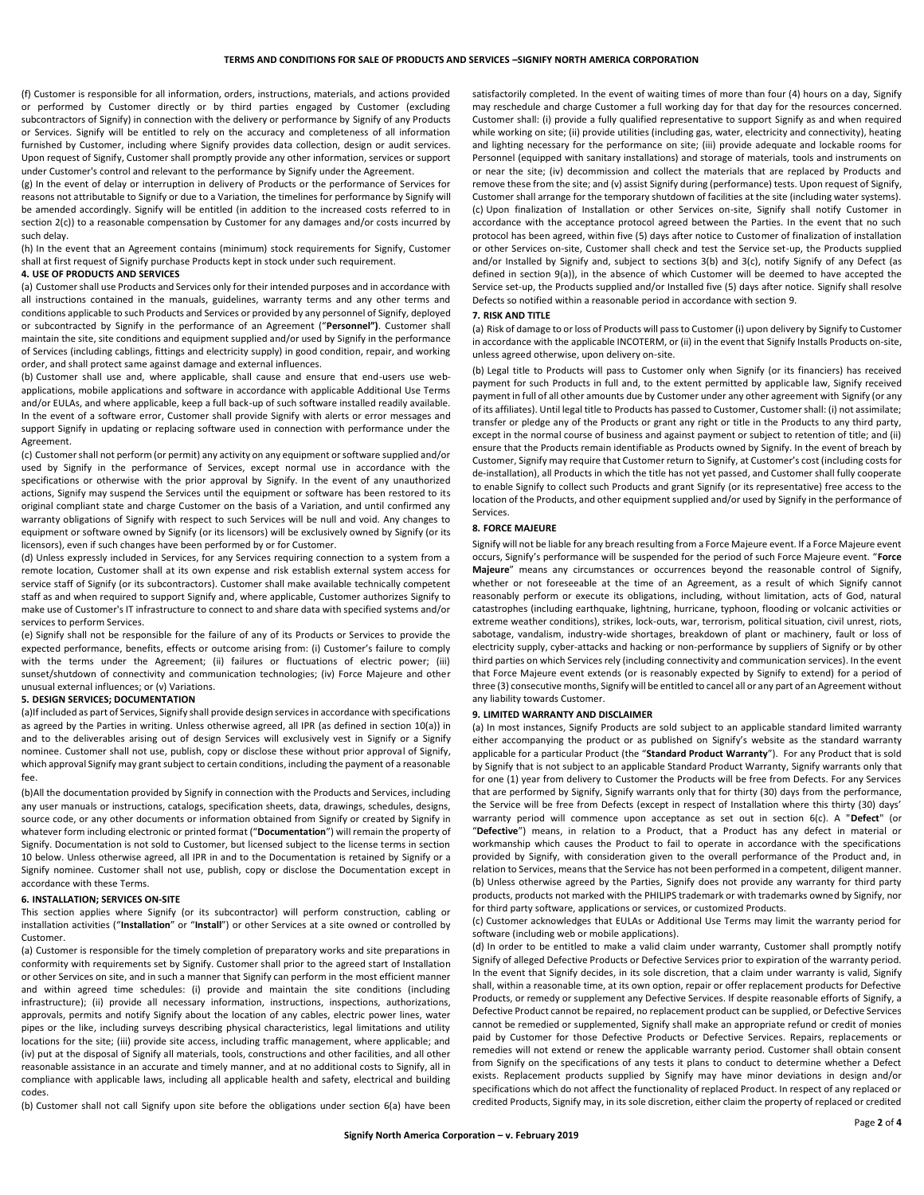(f) Customer is responsible for all information, orders, instructions, materials, and actions provided or performed by Customer directly or by third parties engaged by Customer (excluding subcontractors of Signify) in connection with the delivery or performance by Signify of any Products or Services. Signify will be entitled to rely on the accuracy and completeness of all information furnished by Customer, including where Signify provides data collection, design or audit services. Upon request of Signify, Customer shall promptly provide any other information, services or support under Customer's control and relevant to the performance by Signify under the Agreement.

(g) In the event of delay or interruption in delivery of Products or the performance of Services for reasons not attributable to Signify or due to a Variation, the timelines for performance by Signify will be amended accordingly. Signify will be entitled (in addition to the increased costs referred to in section 2(c)) to a reasonable compensation by Customer for any damages and/or costs incurred by such delay.

(h) In the event that an Agreement contains (minimum) stock requirements for Signify, Customer shall at first request of Signify purchase Products kept in stock under such requirement.

**4. USE OF PRODUCTS AND SERVICES**

(a) Customer shall use Products and Services only for their intended purposes and in accordance with all instructions contained in the manuals, guidelines, warranty terms and any other terms and conditions applicable to such Products and Services or provided by any personnel of Signify, deployed or subcontracted by Signify in the performance of an Agreement ("**Personnel")**. Customer shall maintain the site, site conditions and equipment supplied and/or used by Signify in the performance of Services (including cablings, fittings and electricity supply) in good condition, repair, and working order, and shall protect same against damage and external influences.

(b) Customer shall use and, where applicable, shall cause and ensure that end-users use web-applications, mobile applications and software in accordance with applicable Additional Use Terms and/or EULAs, and where applicable, keep a full back-up of such software installed readily available. In the event of a software error, Customer shall provide Signify with alerts or error messages and support Signify in updating or replacing software used in connection with performance under the Agreement.

(c) Customer shall not perform (or permit) any activity on any equipment or software supplied and/or used by Signify in the performance of Services, except normal use in accordance with the specifications or otherwise with the prior approval by Signify. In the event of any unauthorized actions, Signify may suspend the Services until the equipment or software has been restored to its original compliant state and charge Customer on the basis of a Variation, and until confirmed any warranty obligations of Signify with respect to such Services will be null and void. Any changes to equipment or software owned by Signify (or its licensors) will be exclusively owned by Signify (or its licensors), even if such changes have been performed by or for Customer.

(d) Unless expressly included in Services, for any Services requiring connection to a system from a remote location, Customer shall at its own expense and risk establish external system access for service staff of Signify (or its subcontractors). Customer shall make available technically competent staff as and when required to support Signify and, where applicable, Customer authorizes Signify to make use of Customer's IT infrastructure to connect to and share data with specified systems and/or services to perform Services.

(e) Signify shall not be responsible for the failure of any of its Products or Services to provide the expected performance, benefits, effects or outcome arising from: (i) Customer's failure to comply with the terms under the Agreement; (ii) failures or fluctuations of electric power; (iii) sunset/shutdown of connectivity and communication technologies; (iv) Force Majeure and other unusual external influences; or (v) Variations.

**5. DESIGN SERVICES; DOCUMENTATION**

(a)If included as part of Services, Signify shall provide design services in accordance with specifications as agreed by the Parties in writing. Unless otherwise agreed, all IPR (as defined in section 10(a)) in and to the deliverables arising out of design Services will exclusively vest in Signify or a Signify nominee. Customer shall not use, publish, copy or disclose these without prior approval of Signify, which approval Signify may grant subject to certain conditions, including the payment of a reasonable fee.

(b)All the documentation provided by Signify in connection with the Products and Services, including any user manuals or instructions, catalogs, specification sheets, data, drawings, schedules, designs, source code, or any other documents or information obtained from Signify or created by Signify in whatever form including electronic or printed format ("**Documentation**") will remain the property of Signify. Documentation is not sold to Customer, but licensed subject to the license terms in section 10 below. Unless otherwise agreed, all IPR in and to the Documentation is retained by Signify or a Signify nominee. Customer shall not use, publish, copy or disclose the Documentation except in accordance with these Terms.

**6. INSTALLATION; SERVICES ON-SITE**

This section applies where Signify (or its subcontractor) will perform construction, cabling or installation activities ("**Installation**" or "**Install**") or other Services at a site owned or controlled by Customer.

(a) Customer is responsible for the timely completion of preparatory works and site preparations in conformity with requirements set by Signify. Customer shall prior to the agreed start of Installation or other Services on site, and in such a manner that Signify can perform in the most efficient manner and within agreed time schedules: (i) provide and maintain the site conditions (including infrastructure); (ii) provide all necessary information, instructions, inspections, authorizations, approvals, permits and notify Signify about the location of any cables, electric power lines, water pipes or the like, including surveys describing physical characteristics, legal limitations and utility locations for the site; (iii) provide site access, including traffic management, where applicable; and (iv) put at the disposal of Signify all materials, tools, constructions and other facilities, and all other reasonable assistance in an accurate and timely manner, and at no additional costs to Signify, all in compliance with applicable laws, including all applicable health and safety, electrical and building codes.

(b) Customer shall not call Signify upon site before the obligations under section 6(a) have been satisfactorily completed. In the event of waiting times of more than four (4) hours on a day, Signify may reschedule and charge Customer a full working day for that day for the resources concerned. Customer shall: (i) provide a fully qualified representative to support Signify as and when required while working on site; (ii) provide utilities (including gas, water, electricity and connectivity), heating and lighting necessary for the performance on site; (iii) provide adequate and lockable rooms for Personnel (equipped with sanitary installations) and storage of materials, tools and instruments on or near the site; (iv) decommission and collect the materials that are replaced by Products and remove these from the site; and (v) assist Signify during (performance) tests. Upon request of Signify, Customer shall arrange for the temporary shutdown of facilities at the site (including water systems).

(c) Upon finalization of Installation or other Services on-site, Signify shall notify Customer in accordance with the acceptance protocol agreed between the Parties. In the event that no such protocol has been agreed, within five (5) days after notice to Customer of finalization of installation or other Services on-site, Customer shall check and test the Service set-up, the Products supplied and/or Installed by Signify and, subject to sections 3(b) and 3(c), notify Signify of any Defect (as defined in section 9(a)), in the absence of which Customer will be deemed to have accepted the Service set-up, the Products supplied and/or Installed five (5) days after notice. Signify shall resolve Defects so notified within a reasonable period in accordance with section 9.

**7. RISK AND TITLE**

(a) Risk of damage to or loss of Products will pass to Customer (i) upon delivery by Signify to Customer in accordance with the applicable INCOTERM, or (ii) in the event that Signify Installs Products on-site, unless agreed otherwise, upon delivery on-site.

(b) Legal title to Products will pass to Customer only when Signify (or its financiers) has received payment for such Products in full and, to the extent permitted by applicable law, Signify received payment in full of all other amounts due by Customer under any other agreement with Signify (or any of its affiliates). Until legal title to Products has passed to Customer, Customer shall: (i) not assimilate; transfer or pledge any of the Products or grant any right or title in the Products to any third party, except in the normal course of business and against payment or subject to retention of title; and (ii) ensure that the Products remain identifiable as Products owned by Signify. In the event of breach by Customer, Signify may require that Customer return to Signify, at Customer's cost (including costs for de-installation), all Products in which the title has not yet passed, and Customer shall fully cooperate to enable Signify to collect such Products and grant Signify (or its representative) free access to the location of the Products, and other equipment supplied and/or used by Signify in the performance of Services.

**8. FORCE MAJEURE**

Signify will not be liable for any breach resulting from a Force Majeure event. If a Force Majeure event occurs, Signify's performance will be suspended for the period of such Force Majeure event. "**Force Majeure**" means any circumstances or occurrences beyond the reasonable control of Signify, whether or not foreseeable at the time of an Agreement, as a result of which Signify cannot reasonably perform or execute its obligations, including, without limitation, acts of God, natural catastrophes (including earthquake, lightning, hurricane, typhoon, flooding or volcanic activities or extreme weather conditions), strikes, lock-outs, war, terrorism, political situation, civil unrest, riots, sabotage, vandalism, industry-wide shortages, breakdown of plant or machinery, fault or loss of electricity supply, cyber-attacks and hacking or non-performance by suppliers of Signify or by other third parties on which Services rely (including connectivity and communication services). In the event that Force Majeure event extends (or is reasonably expected by Signify to extend) for a period of three (3) consecutive months, Signify will be entitled to cancel all or any part of an Agreement without any liability towards Customer.

**9. LIMITED WARRANTY AND DISCLAIMER**

(a) In most instances, Signify Products are sold subject to an applicable standard limited warranty either accompanying the product or as published on Signify's website as the standard warranty applicable for a particular Product (the "**Standard Product Warranty**"). For any Product that is sold by Signify that is not subject to an applicable Standard Product Warranty, Signify warrants only that for one (1) year from delivery to Customer the Products will be free from Defects. For any Services that are performed by Signify, Signify warrants only that for thirty (30) days from the performance, the Service will be free from Defects (except in respect of Installation where this thirty (30) days' warranty period will commence upon acceptance as set out in section 6(c). A "**Defect**" (or "**Defective**") means, in relation to a Product, that a Product has any defect in material or workmanship which causes the Product to fail to operate in accordance with the specifications provided by Signify, with consideration given to the overall performance of the Product and, in relation to Services, means that the Service has not been performed in a competent, diligent manner.

(b) Unless otherwise agreed by the Parties, Signify does not provide any warranty for third party products, products not marked with the PHILIPS trademark or with trademarks owned by Signify, nor for third party software, applications or services, or customized Products.

(c) Customer acknowledges that EULAs or Additional Use Terms may limit the warranty period for software (including web or mobile applications).

(d) In order to be entitled to make a valid claim under warranty, Customer shall promptly notify Signify of alleged Defective Products or Defective Services prior to expiration of the warranty period. In the event that Signify decides, in its sole discretion, that a claim under warranty is valid, Signify shall, within a reasonable time, at its own option, repair or offer replacement products for Defective Products, or remedy or supplement any Defective Services. If despite reasonable efforts of Signify, a Defective Product cannot be repaired, no replacement product can be supplied, or Defective Services cannot be remedied or supplemented, Signify shall make an appropriate refund or credit of monies paid by Customer for those Defective Products or Defective Services. Repairs, replacements or remedies will not extend or renew the applicable warranty period. Customer shall obtain consent from Signify on the specifications of any tests it plans to conduct to determine whether a Defect exists. Replacement products supplied by Signify may have minor deviations in design and/or specifications which do not affect the functionality of replaced Product. In respect of any replaced or credited Products, Signify may, in its sole discretion, either claim the property of replaced or credited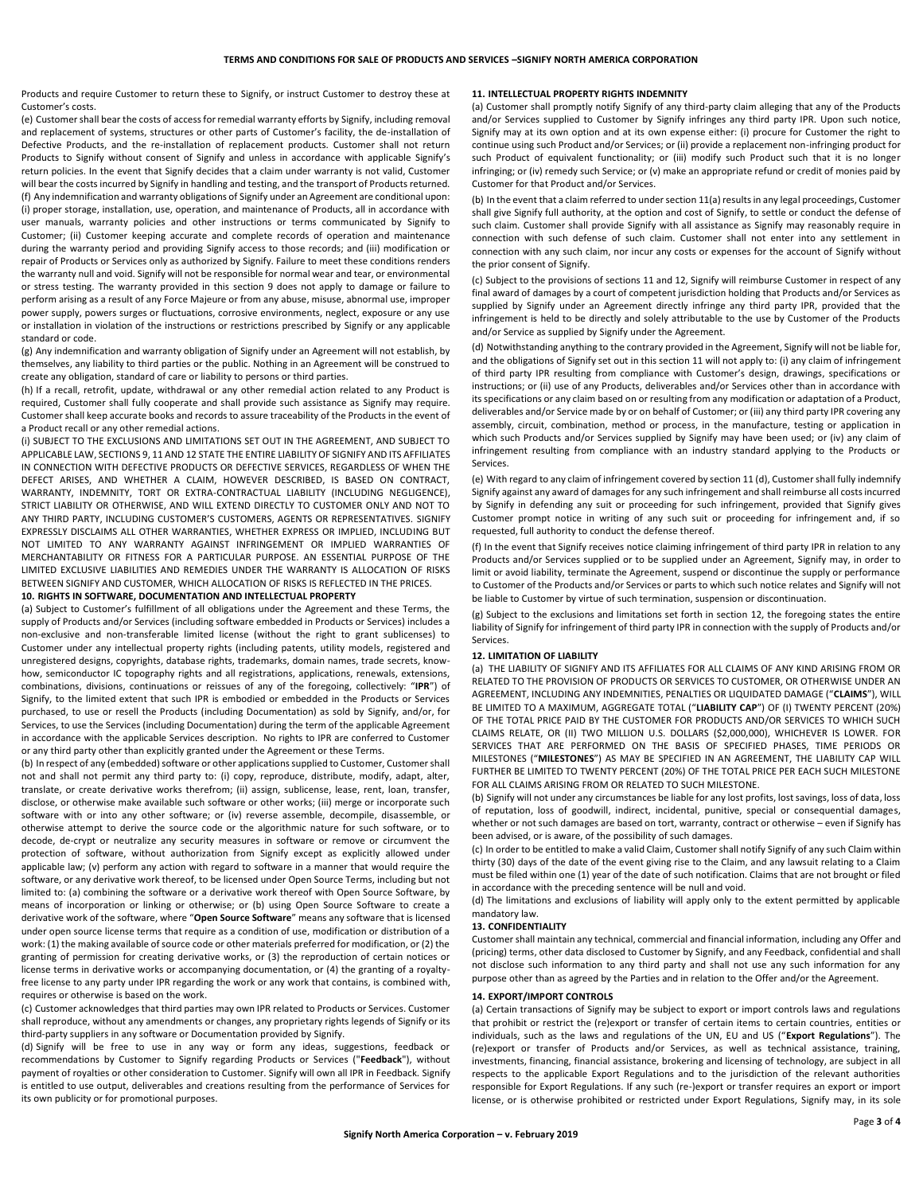Products and require Customer to return these to Signify, or instruct Customer to destroy these at Customer's costs.

(e) Customer shall bear the costs of access for remedial warranty efforts by Signify, including removal and replacement of systems, structures or other parts of Customer's facility, the de-installation of Defective Products, and the re-installation of replacement products. Customer shall not return Products to Signify without consent of Signify and unless in accordance with applicable Signify's return policies. In the event that Signify decides that a claim under warranty is not valid, Customer will bear the costs incurred by Signify in handling and testing, and the transport of Products returned.

(f) Any indemnification and warranty obligations of Signify under an Agreement are conditional upon: (i) proper storage, installation, use, operation, and maintenance of Products, all in accordance with user manuals, warranty policies and other instructions or terms communicated by Signify to Customer; (ii) Customer keeping accurate and complete records of operation and maintenance during the warranty period and providing Signify access to those records; and (iii) modification or repair of Products or Services only as authorized by Signify. Failure to meet these conditions renders the warranty null and void. Signify will not be responsible for normal wear and tear, or environmental or stress testing. The warranty provided in this section 9 does not apply to damage or failure to perform arising as a result of any Force Majeure or from any abuse, misuse, abnormal use, improper power supply, powers surges or fluctuations, corrosive environments, neglect, exposure or any use or installation in violation of the instructions or restrictions prescribed by Signify or any applicable standard or code.

(g) Any indemnification and warranty obligation of Signify under an Agreement will not establish, by themselves, any liability to third parties or the public. Nothing in an Agreement will be construed to create any obligation, standard of care or liability to persons or third parties.

(h) If a recall, retrofit, update, withdrawal or any other remedial action related to any Product is required, Customer shall fully cooperate and shall provide such assistance as Signify may require. Customer shall keep accurate books and records to assure traceability of the Products in the event of a Product recall or any other remedial actions.

(i) SUBJECT TO THE EXCLUSIONS AND LIMITATIONS SET OUT IN THE AGREEMENT, AND SUBJECT TO APPLICABLE LAW, SECTIONS 9, 11 AND 12 STATE THE ENTIRE LIABILITY OF SIGNIFY AND ITS AFFILIATES IN CONNECTION WITH DEFECTIVE PRODUCTS OR DEFECTIVE SERVICES, REGARDLESS OF WHEN THE DEFECT ARISES, AND WHETHER A CLAIM, HOWEVER DESCRIBED, IS BASED ON CONTRACT, WARRANTY, INDEMNITY, TORT OR EXTRA-CONTRACTUAL LIABILITY (INCLUDING NEGLIGENCE), STRICT LIABILITY OR OTHERWISE, AND WILL EXTEND DIRECTLY TO CUSTOMER ONLY AND NOT TO ANY THIRD PARTY, INCLUDING CUSTOMER'S CUSTOMERS, AGENTS OR REPRESENTATIVES. SIGNIFY EXPRESSLY DISCLAIMS ALL OTHER WARRANTIES, WHETHER EXPRESS OR IMPLIED, INCLUDING BUT NOT LIMITED TO ANY WARRANTY AGAINST INFRINGEMENT OR IMPLIED WARRANTIES OF MERCHANTABILITY OR FITNESS FOR A PARTICULAR PURPOSE. AN ESSENTIAL PURPOSE OF THE LIMITED EXCLUSIVE LIABILITIES AND REMEDIES UNDER THE WARRANTY IS ALLOCATION OF RISKS BETWEEN SIGNIFY AND CUSTOMER, WHICH ALLOCATION OF RISKS IS REFLECTED IN THE PRICES.

## 10. RIGHTS IN SOFTWARE, DOCUMENTATION AND INTELLECTUAL PROPERTY

(a) Subject to Customer's fulfillment of all obligations under the Agreement and these Terms, the supply of Products and/or Services (including software embedded in Products or Services) includes a non-exclusive and non-transferable limited license (without the right to grant sublicenses) to Customer under any intellectual property rights (including patents, utility models, registered and unregistered designs, copyrights, database rights, trademarks, domain names, trade secrets, know-how, semiconductor IC topography rights and all registrations, applications, renewals, extensions, combinations, divisions, continuations or reissues of any of the foregoing, collectively: "**IPR**") of Signify, to the limited extent that such IPR is embodied or embedded in the Products or Services purchased, to use or resell the Products (including Documentation) as sold by Signify, and/or, for Services, to use the Services (including Documentation) during the term of the applicable Agreement in accordance with the applicable Services description. No rights to IPR are conferred to Customer or any third party other than explicitly granted under the Agreement or these Terms.

(b) In respect of any (embedded) software or other applications supplied to Customer, Customer shall not and shall not permit any third party to: (i) copy, reproduce, distribute, modify, adapt, alter, translate, or create derivative works therefrom; (ii) assign, sublicense, lease, rent, loan, transfer, disclose, or otherwise make available such software or other works; (iii) merge or incorporate such software with or into any other software; or (iv) reverse assemble, decompile, disassemble, or otherwise attempt to derive the source code or the algorithmic nature for such software, or to decode, de-crypt or neutralize any security measures in software or remove or circumvent the protection of software, without authorization from Signify except as explicitly allowed under applicable law; (v) perform any action with regard to software in a manner that would require the software, or any derivative work thereof, to be licensed under Open Source Terms, including but not limited to: (a) combining the software or a derivative work thereof with Open Source Software, by means of incorporation or linking or otherwise; or (b) using Open Source Software to create a derivative work of the software, where "**Open Source Software**" means any software that is licensed under open source license terms that require as a condition of use, modification or distribution of a work: (1) the making available of source code or other materials preferred for modification, or (2) the granting of permission for creating derivative works, or (3) the reproduction of certain notices or license terms in derivative works or accompanying documentation, or (4) the granting of a royalty-free license to any party under IPR regarding the work or any work that contains, is combined with, requires or otherwise is based on the work.

(c) Customer acknowledges that third parties may own IPR related to Products or Services. Customer shall reproduce, without any amendments or changes, any proprietary rights legends of Signify or its third-party suppliers in any software or Documentation provided by Signify.

(d) Signify will be free to use in any way or form any ideas, suggestions, feedback or recommendations by Customer to Signify regarding Products or Services ("**Feedback**"), without payment of royalties or other consideration to Customer. Signify will own all IPR in Feedback. Signify is entitled to use output, deliverables and creations resulting from the performance of Services for its own publicity or for promotional purposes.

## 11. INTELLECTUAL PROPERTY RIGHTS INDEMNITY

(a) Customer shall promptly notify Signify of any third-party claim alleging that any of the Products and/or Services supplied to Customer by Signify infringes any third party IPR. Upon such notice, Signify may at its own option and at its own expense either: (i) procure for Customer the right to continue using such Product and/or Services; or (ii) provide a replacement non-infringing product for such Product of equivalent functionality; or (iii) modify such Product such that it is no longer infringing; or (iv) remedy such Service; or (v) make an appropriate refund or credit of monies paid by Customer for that Product and/or Services.

(b) In the event that a claim referred to under section 11(a) results in any legal proceedings, Customer shall give Signify full authority, at the option and cost of Signify, to settle or conduct the defense of such claim. Customer shall provide Signify with all assistance as Signify may reasonably require in connection with such defense of such claim. Customer shall not enter into any settlement in connection with any such claim, nor incur any costs or expenses for the account of Signify without the prior consent of Signify.

(c) Subject to the provisions of sections 11 and 12, Signify will reimburse Customer in respect of any final award of damages by a court of competent jurisdiction holding that Products and/or Services as supplied by Signify under an Agreement directly infringe any third party IPR, provided that the infringement is held to be directly and solely attributable to the use by Customer of the Products and/or Service as supplied by Signify under the Agreement.

(d) Notwithstanding anything to the contrary provided in the Agreement, Signify will not be liable for, and the obligations of Signify set out in this section 11 will not apply to: (i) any claim of infringement of third party IPR resulting from compliance with Customer's design, drawings, specifications or instructions; or (ii) use of any Products, deliverables and/or Services other than in accordance with its specifications or any claim based on or resulting from any modification or adaptation of a Product, deliverables and/or Service made by or on behalf of Customer; or (iii) any third party IPR covering any assembly, circuit, combination, method or process, in the manufacture, testing or application in which such Products and/or Services supplied by Signify may have been used; or (iv) any claim of infringement resulting from compliance with an industry standard applying to the Products or Services.

(e) With regard to any claim of infringement covered by section 11 (d), Customer shall fully indemnify Signify against any award of damages for any such infringement and shall reimburse all costs incurred by Signify in defending any suit or proceeding for such infringement, provided that Signify gives Customer prompt notice in writing of any such suit or proceeding for infringement and, if so requested, full authority to conduct the defense thereof.

(f) In the event that Signify receives notice claiming infringement of third party IPR in relation to any Products and/or Services supplied or to be supplied under an Agreement, Signify may, in order to limit or avoid liability, terminate the Agreement, suspend or discontinue the supply or performance to Customer of the Products and/or Services or parts to which such notice relates and Signify will not be liable to Customer by virtue of such termination, suspension or discontinuation.

(g) Subject to the exclusions and limitations set forth in section 12, the foregoing states the entire liability of Signify for infringement of third party IPR in connection with the supply of Products and/or Services.

## 12. LIMITATION OF LIABILITY

(a) THE LIABILITY OF SIGNIFY AND ITS AFFILIATES FOR ALL CLAIMS OF ANY KIND ARISING FROM OR RELATED TO THE PROVISION OF PRODUCTS OR SERVICES TO CUSTOMER, OR OTHERWISE UNDER AN AGREEMENT, INCLUDING ANY INDEMNITIES, PENALTIES OR LIQUIDATED DAMAGE ("**CLAIMS**"), WILL BE LIMITED TO A MAXIMUM, AGGREGATE TOTAL ("**LIABILITY CAP**") OF (I) TWENTY PERCENT (20%) OF THE TOTAL PRICE PAID BY THE CUSTOMER FOR PRODUCTS AND/OR SERVICES TO WHICH SUCH CLAIMS RELATE, OR (II) TWO MILLION U.S. DOLLARS ($2,000,000), WHICHEVER IS LOWER. FOR SERVICES THAT ARE PERFORMED ON THE BASIS OF SPECIFIED PHASES, TIME PERIODS OR MILESTONES ("**MILESTONES**") AS MAY BE SPECIFIED IN AN AGREEMENT, THE LIABILITY CAP WILL FURTHER BE LIMITED TO TWENTY PERCENT (20%) OF THE TOTAL PRICE PER EACH SUCH MILESTONE FOR ALL CLAIMS ARISING FROM OR RELATED TO SUCH MILESTONE.

(b) Signify will not under any circumstances be liable for any lost profits, lost savings, loss of data, loss of reputation, loss of goodwill, indirect, incidental, punitive, special or consequential damages, whether or not such damages are based on tort, warranty, contract or otherwise – even if Signify has been advised, or is aware, of the possibility of such damages.

(c) In order to be entitled to make a valid Claim, Customer shall notify Signify of any such Claim within thirty (30) days of the date of the event giving rise to the Claim, and any lawsuit relating to a Claim must be filed within one (1) year of the date of such notification. Claims that are not brought or filed in accordance with the preceding sentence will be null and void.

(d) The limitations and exclusions of liability will apply only to the extent permitted by applicable mandatory law.

## 13. CONFIDENTIALITY

Customer shall maintain any technical, commercial and financial information, including any Offer and (pricing) terms, other data disclosed to Customer by Signify, and any Feedback, confidential and shall not disclose such information to any third party and shall not use any such information for any purpose other than as agreed by the Parties and in relation to the Offer and/or the Agreement.

## 14. EXPORT/IMPORT CONTROLS

(a) Certain transactions of Signify may be subject to export or import controls laws and regulations that prohibit or restrict the (re)export or transfer of certain items to certain countries, entities or individuals, such as the laws and regulations of the UN, EU and US ("**Export Regulations**"). The (re)export or transfer of Products and/or Services, as well as technical assistance, training, investments, financing, financial assistance, brokering and licensing of technology, are subject in all respects to the applicable Export Regulations and to the jurisdiction of the relevant authorities responsible for Export Regulations. If any such (re-)export or transfer requires an export or import license, or is otherwise prohibited or restricted under Export Regulations, Signify may, in its sole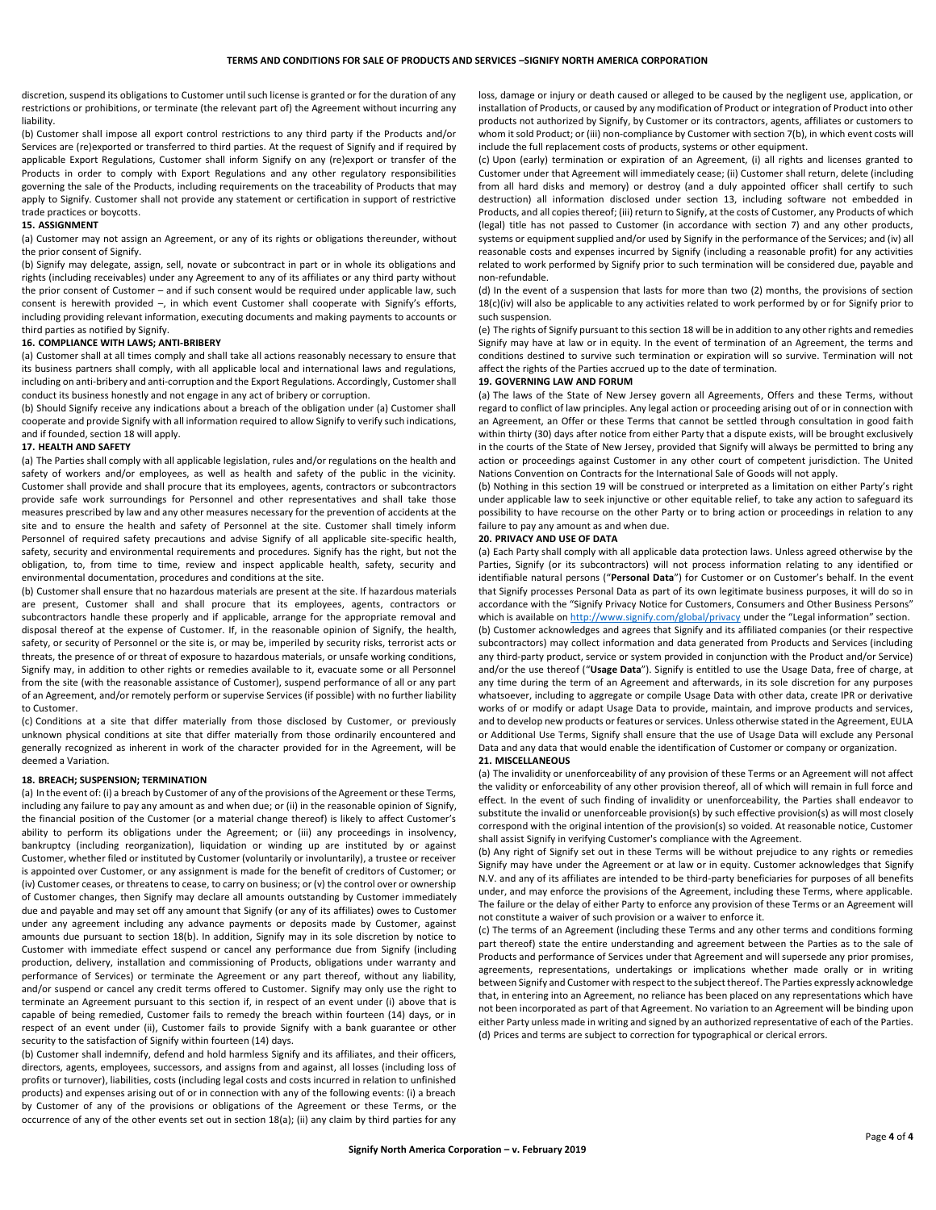discretion, suspend its obligations to Customer until such license is granted or for the duration of any restrictions or prohibitions, or terminate (the relevant part of) the Agreement without incurring any liability.

(b) Customer shall impose all export control restrictions to any third party if the Products and/or Services are (re)exported or transferred to third parties. At the request of Signify and if required by applicable Export Regulations, Customer shall inform Signify on any (re)export or transfer of the Products in order to comply with Export Regulations and any other regulatory responsibilities governing the sale of the Products, including requirements on the traceability of Products that may apply to Signify. Customer shall not provide any statement or certification in support of restrictive trade practices or boycotts.

**15. ASSIGNMENT**

(a) Customer may not assign an Agreement, or any of its rights or obligations thereunder, without the prior consent of Signify.

(b) Signify may delegate, assign, sell, novate or subcontract in part or in whole its obligations and rights (including receivables) under any Agreement to any of its affiliates or any third party without the prior consent of Customer – and if such consent would be required under applicable law, such consent is herewith provided –, in which event Customer shall cooperate with Signify's efforts, including providing relevant information, executing documents and making payments to accounts or third parties as notified by Signify.

**16. COMPLIANCE WITH LAWS; ANTI-BRIBERY**

(a) Customer shall at all times comply and shall take all actions reasonably necessary to ensure that its business partners shall comply, with all applicable local and international laws and regulations, including on anti-bribery and anti-corruption and the Export Regulations. Accordingly, Customer shall conduct its business honestly and not engage in any act of bribery or corruption.

(b) Should Signify receive any indications about a breach of the obligation under (a) Customer shall cooperate and provide Signify with all information required to allow Signify to verify such indications, and if founded, section 18 will apply.

**17. HEALTH AND SAFETY**

(a) The Parties shall comply with all applicable legislation, rules and/or regulations on the health and safety of workers and/or employees, as well as health and safety of the public in the vicinity. Customer shall provide and shall procure that its employees, agents, contractors or subcontractors provide safe work surroundings for Personnel and other representatives and shall take those measures prescribed by law and any other measures necessary for the prevention of accidents at the site and to ensure the health and safety of Personnel at the site. Customer shall timely inform Personnel of required safety precautions and advise Signify of all applicable site-specific health, safety, security and environmental requirements and procedures. Signify has the right, but not the obligation, to, from time to time, review and inspect applicable health, safety, security and environmental documentation, procedures and conditions at the site.

(b) Customer shall ensure that no hazardous materials are present at the site. If hazardous materials are present, Customer shall and shall procure that its employees, agents, contractors or subcontractors handle these properly and if applicable, arrange for the appropriate removal and disposal thereof at the expense of Customer. If, in the reasonable opinion of Signify, the health, safety, or security of Personnel or the site is, or may be, imperiled by security risks, terrorist acts or threats, the presence of or threat of exposure to hazardous materials, or unsafe working conditions, Signify may, in addition to other rights or remedies available to it, evacuate some or all Personnel from the site (with the reasonable assistance of Customer), suspend performance of all or any part of an Agreement, and/or remotely perform or supervise Services (if possible) with no further liability to Customer.

(c) Conditions at a site that differ materially from those disclosed by Customer, or previously unknown physical conditions at site that differ materially from those ordinarily encountered and generally recognized as inherent in work of the character provided for in the Agreement, will be deemed a Variation.

**18. BREACH; SUSPENSION; TERMINATION**

(a) In the event of: (i) a breach by Customer of any of the provisions of the Agreement or these Terms, including any failure to pay any amount as and when due; or (ii) in the reasonable opinion of Signify, the financial position of the Customer (or a material change thereof) is likely to affect Customer's ability to perform its obligations under the Agreement; or (iii) any proceedings in insolvency, bankruptcy (including reorganization), liquidation or winding up are instituted by or against Customer, whether filed or instituted by Customer (voluntarily or involuntarily), a trustee or receiver is appointed over Customer, or any assignment is made for the benefit of creditors of Customer; or (iv) Customer ceases, or threatens to cease, to carry on business; or (v) the control over or ownership of Customer changes, then Signify may declare all amounts outstanding by Customer immediately due and payable and may set off any amount that Signify (or any of its affiliates) owes to Customer under any agreement including any advance payments or deposits made by Customer, against amounts due pursuant to section 18(b). In addition, Signify may in its sole discretion by notice to Customer with immediate effect suspend or cancel any performance due from Signify (including production, delivery, installation and commissioning of Products, obligations under warranty and performance of Services) or terminate the Agreement or any part thereof, without any liability, and/or suspend or cancel any credit terms offered to Customer. Signify may only use the right to terminate an Agreement pursuant to this section if, in respect of an event under (i) above that is capable of being remedied, Customer fails to remedy the breach within fourteen (14) days, or in respect of an event under (ii), Customer fails to provide Signify with a bank guarantee or other security to the satisfaction of Signify within fourteen (14) days.

(b) Customer shall indemnify, defend and hold harmless Signify and its affiliates, and their officers, directors, agents, employees, successors, and assigns from and against, all losses (including loss of profits or turnover), liabilities, costs (including legal costs and costs incurred in relation to unfinished products) and expenses arising out of or in connection with any of the following events: (i) a breach by Customer of any of the provisions or obligations of the Agreement or these Terms, or the occurrence of any of the other events set out in section 18(a); (ii) any claim by third parties for any loss, damage or injury or death caused or alleged to be caused by the negligent use, application, or installation of Products, or caused by any modification of Product or integration of Product into other products not authorized by Signify, by Customer or its contractors, agents, affiliates or customers to whom it sold Product; or (iii) non-compliance by Customer with section 7(b), in which event costs will include the full replacement costs of products, systems or other equipment.

(c) Upon (early) termination or expiration of an Agreement, (i) all rights and licenses granted to Customer under that Agreement will immediately cease; (ii) Customer shall return, delete (including from all hard disks and memory) or destroy (and a duly appointed officer shall certify to such destruction) all information disclosed under section 13, including software not embedded in Products, and all copies thereof; (iii) return to Signify, at the costs of Customer, any Products of which (legal) title has not passed to Customer (in accordance with section 7) and any other products, systems or equipment supplied and/or used by Signify in the performance of the Services; and (iv) all reasonable costs and expenses incurred by Signify (including a reasonable profit) for any activities related to work performed by Signify prior to such termination will be considered due, payable and non-refundable.

(d) In the event of a suspension that lasts for more than two (2) months, the provisions of section 18(c)(iv) will also be applicable to any activities related to work performed by or for Signify prior to such suspension.

(e) The rights of Signify pursuant to this section 18 will be in addition to any other rights and remedies Signify may have at law or in equity. In the event of termination of an Agreement, the terms and conditions destined to survive such termination or expiration will so survive. Termination will not affect the rights of the Parties accrued up to the date of termination.

**19. GOVERNING LAW AND FORUM**

(a) The laws of the State of New Jersey govern all Agreements, Offers and these Terms, without regard to conflict of law principles. Any legal action or proceeding arising out of or in connection with an Agreement, an Offer or these Terms that cannot be settled through consultation in good faith within thirty (30) days after notice from either Party that a dispute exists, will be brought exclusively in the courts of the State of New Jersey, provided that Signify will always be permitted to bring any action or proceedings against Customer in any other court of competent jurisdiction. The United Nations Convention on Contracts for the International Sale of Goods will not apply.

(b) Nothing in this section 19 will be construed or interpreted as a limitation on either Party's right under applicable law to seek injunctive or other equitable relief, to take any action to safeguard its possibility to have recourse on the other Party or to bring action or proceedings in relation to any failure to pay any amount as and when due.

**20. PRIVACY AND USE OF DATA**

(a) Each Party shall comply with all applicable data protection laws. Unless agreed otherwise by the Parties, Signify (or its subcontractors) will not process information relating to any identified or identifiable natural persons ("**Personal Data**") for Customer or on Customer's behalf. In the event that Signify processes Personal Data as part of its own legitimate business purposes, it will do so in accordance with the "Signify Privacy Notice for Customers, Consumers and Other Business Persons" which is available on http://www.signify.com/global/privacy under the "Legal information" section.

(b) Customer acknowledges and agrees that Signify and its affiliated companies (or their respective subcontractors) may collect information and data generated from Products and Services (including any third-party product, service or system provided in conjunction with the Product and/or Service) and/or the use thereof ("**Usage Data**"). Signify is entitled to use the Usage Data, free of charge, at any time during the term of an Agreement and afterwards, in its sole discretion for any purposes whatsoever, including to aggregate or compile Usage Data with other data, create IPR or derivative works of or modify or adapt Usage Data to provide, maintain, and improve products and services, and to develop new products or features or services. Unless otherwise stated in the Agreement, EULA or Additional Use Terms, Signify shall ensure that the use of Usage Data will exclude any Personal Data and any data that would enable the identification of Customer or company or organization.

**21. MISCELLANEOUS**

(a) The invalidity or unenforceability of any provision of these Terms or an Agreement will not affect the validity or enforceability of any other provision thereof, all of which will remain in full force and effect. In the event of such finding of invalidity or unenforceability, the Parties shall endeavor to substitute the invalid or unenforceable provision(s) by such effective provision(s) as will most closely correspond with the original intention of the provision(s) so voided. At reasonable notice, Customer shall assist Signify in verifying Customer's compliance with the Agreement.

(b) Any right of Signify set out in these Terms will be without prejudice to any rights or remedies Signify may have under the Agreement or at law or in equity. Customer acknowledges that Signify N.V. and any of its affiliates are intended to be third-party beneficiaries for purposes of all benefits under, and may enforce the provisions of the Agreement, including these Terms, where applicable. The failure or the delay of either Party to enforce any provision of these Terms or an Agreement will not constitute a waiver of such provision or a waiver to enforce it.

(c) The terms of an Agreement (including these Terms and any other terms and conditions forming part thereof) state the entire understanding and agreement between the Parties as to the sale of Products and performance of Services under that Agreement and will supersede any prior promises, agreements, representations, undertakings or implications whether made orally or in writing between Signify and Customer with respect to the subject thereof. The Parties expressly acknowledge that, in entering into an Agreement, no reliance has been placed on any representations which have not been incorporated as part of that Agreement. No variation to an Agreement will be binding upon either Party unless made in writing and signed by an authorized representative of each of the Parties.

(d) Prices and terms are subject to correction for typographical or clerical errors.